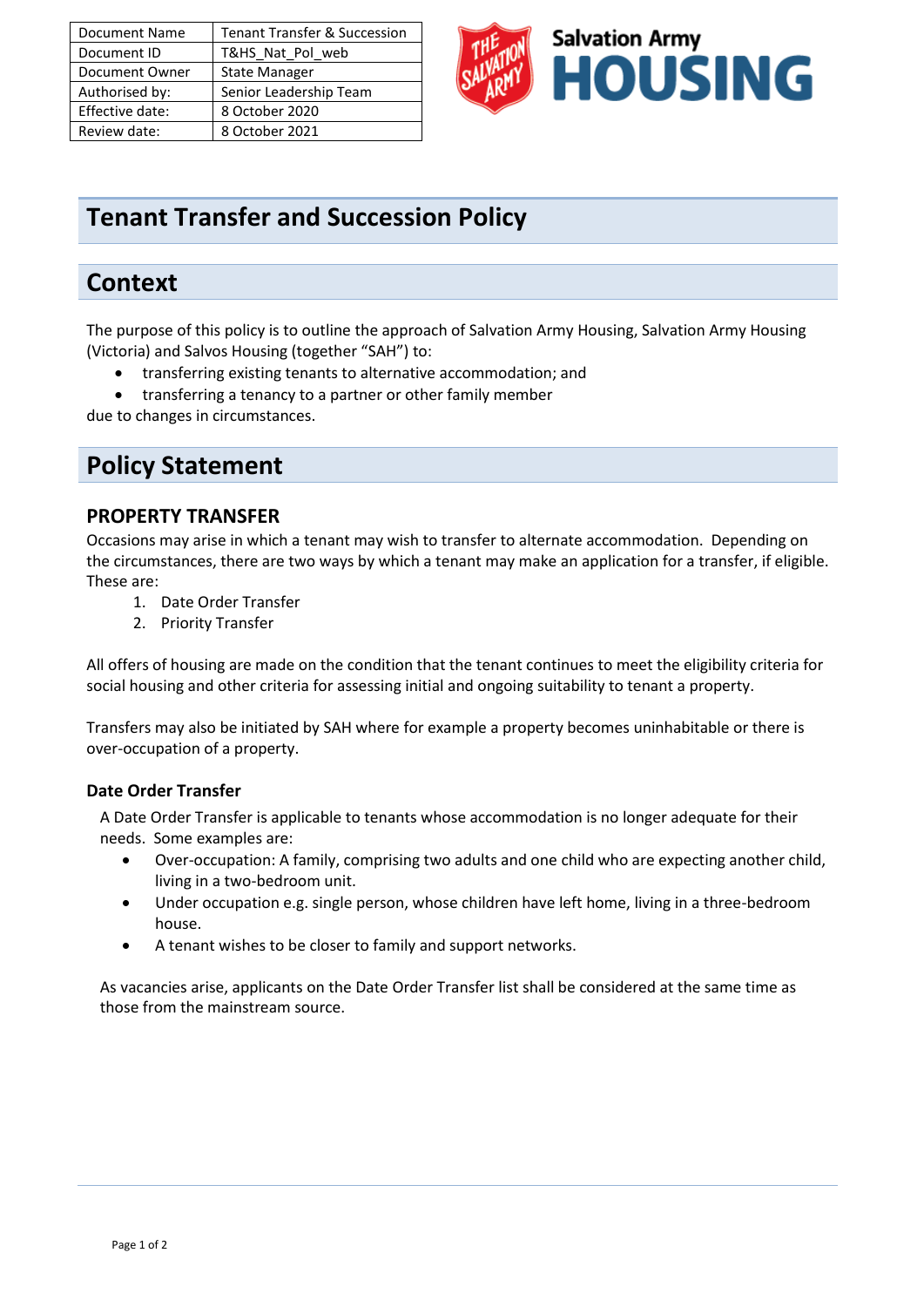| Document Name | Tenant Transfer & Succession |
|---|---|
| Document ID | T&HS_Nat_Pol_web |
| Document Owner | State Manager |
| Authorised by: | Senior Leadership Team |
| Effective date: | 8 October 2020 |
| Review date: | 8 October 2021 |

Salvation Army HOUSING

# Tenant Transfer and Succession Policy

## Context

The purpose of this policy is to outline the approach of Salvation Army Housing, Salvation Army Housing (Victoria) and Salvos Housing (together "SAH") to:

- transferring existing tenants to alternative accommodation; and
- transferring a tenancy to a partner or other family member

due to changes in circumstances.

## Policy Statement

### PROPERTY TRANSFER

Occasions may arise in which a tenant may wish to transfer to alternate accommodation. Depending on the circumstances, there are two ways by which a tenant may make an application for a transfer, if eligible. These are:

1. Date Order Transfer
2. Priority Transfer

All offers of housing are made on the condition that the tenant continues to meet the eligibility criteria for social housing and other criteria for assessing initial and ongoing suitability to tenant a property.

Transfers may also be initiated by SAH where for example a property becomes uninhabitable or there is over-occupation of a property.

#### Date Order Transfer

A Date Order Transfer is applicable to tenants whose accommodation is no longer adequate for their needs. Some examples are:

- Over-occupation: A family, comprising two adults and one child who are expecting another child, living in a two-bedroom unit.
- Under occupation e.g. single person, whose children have left home, living in a three-bedroom house.
- A tenant wishes to be closer to family and support networks.

As vacancies arise, applicants on the Date Order Transfer list shall be considered at the same time as those from the mainstream source.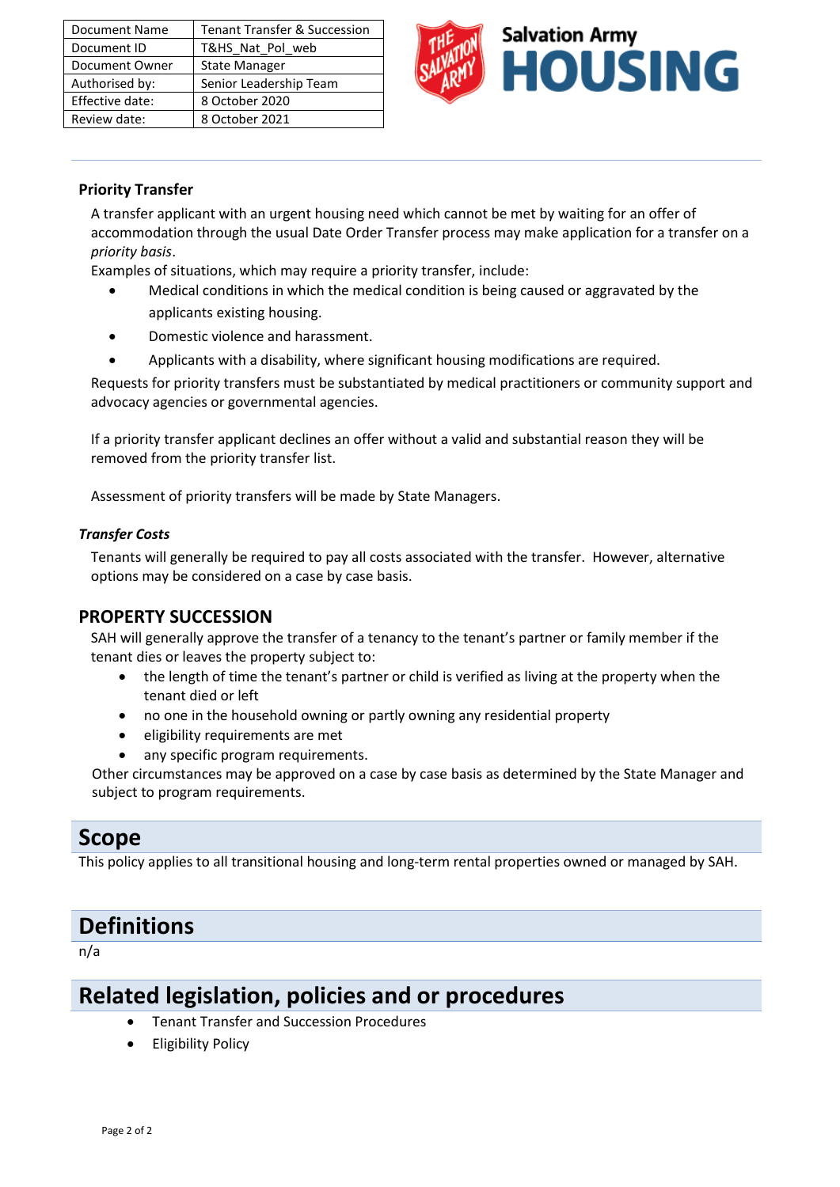| | |
|---|---|
| Document Name | Tenant Transfer & Succession |
| Document ID | T&HS_Nat_Pol_web |
| Document Owner | State Manager |
| Authorised by: | Senior Leadership Team |
| Effective date: | 8 October 2020 |
| Review date: | 8 October 2021 |

Salvation Army HOUSING

### Priority Transfer

A transfer applicant with an urgent housing need which cannot be met by waiting for an offer of accommodation through the usual Date Order Transfer process may make application for a transfer on a *priority basis*.

Examples of situations, which may require a priority transfer, include:

- Medical conditions in which the medical condition is being caused or aggravated by the applicants existing housing.
- Domestic violence and harassment.
- Applicants with a disability, where significant housing modifications are required.

Requests for priority transfers must be substantiated by medical practitioners or community support and advocacy agencies or governmental agencies.

If a priority transfer applicant declines an offer without a valid and substantial reason they will be removed from the priority transfer list.

Assessment of priority transfers will be made by State Managers.

### *Transfer Costs*

Tenants will generally be required to pay all costs associated with the transfer. However, alternative options may be considered on a case by case basis.

### PROPERTY SUCCESSION

SAH will generally approve the transfer of a tenancy to the tenant's partner or family member if the tenant dies or leaves the property subject to:

- the length of time the tenant's partner or child is verified as living at the property when the tenant died or left
- no one in the household owning or partly owning any residential property
- eligibility requirements are met
- any specific program requirements.

Other circumstances may be approved on a case by case basis as determined by the State Manager and subject to program requirements.

## Scope

This policy applies to all transitional housing and long-term rental properties owned or managed by SAH.

## Definitions

n/a

## Related legislation, policies and or procedures

- Tenant Transfer and Succession Procedures
- Eligibility Policy